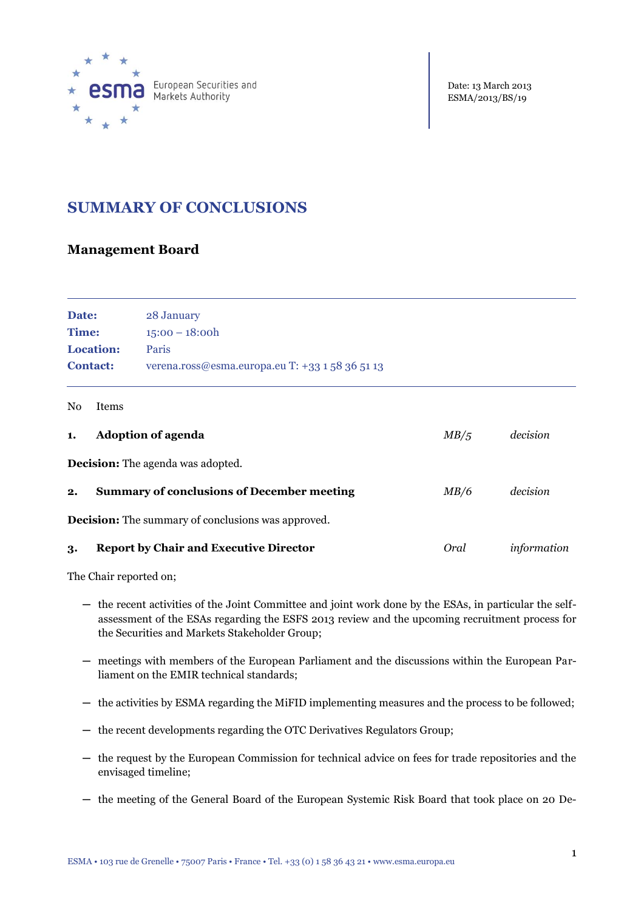European Securities and Markets Authority

Date: 13 March 2013
ESMA/2013/BS/19

# SUMMARY OF CONCLUSIONS

## Management Board

| | |
|---|---|
| **Date:** | 28 January |
| **Time:** | 15:00 – 18:00h |
| **Location:** | Paris |
| **Contact:** | verena.ross@esma.europa.eu T: +33 1 58 36 51 13 |

| No | Items | | |
|---|---|---|---|
| **1.** | **Adoption of agenda** | *MB/5* | *decision* |

**Decision:** The agenda was adopted.

| | | | |
|---|---|---|---|
| **2.** | **Summary of conclusions of December meeting** | *MB/6* | *decision* |

**Decision:** The summary of conclusions was approved.

| | | | |
|---|---|---|---|
| **3.** | **Report by Chair and Executive Director** | *Oral* | *information* |

The Chair reported on;

- the recent activities of the Joint Committee and joint work done by the ESAs, in particular the self-assessment of the ESAs regarding the ESFS 2013 review and the upcoming recruitment process for the Securities and Markets Stakeholder Group;
- meetings with members of the European Parliament and the discussions within the European Parliament on the EMIR technical standards;
- the activities by ESMA regarding the MiFID implementing measures and the process to be followed;
- the recent developments regarding the OTC Derivatives Regulators Group;
- the request by the European Commission for technical advice on fees for trade repositories and the envisaged timeline;
- the meeting of the General Board of the European Systemic Risk Board that took place on 20 De-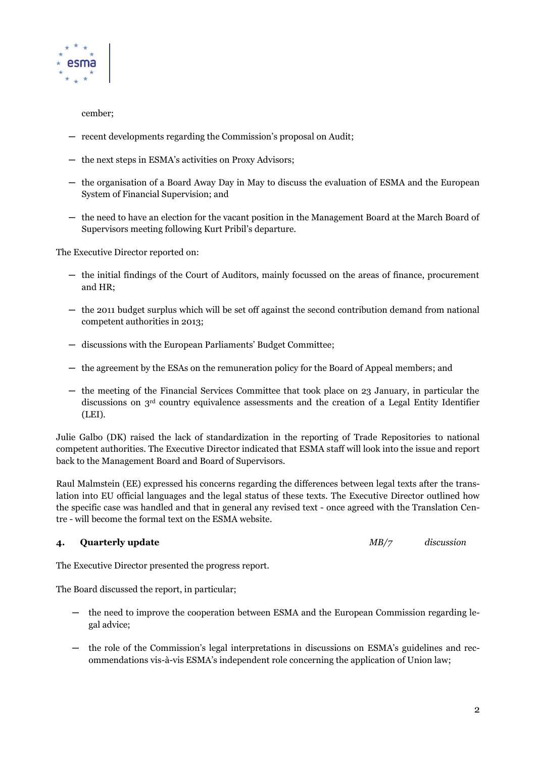cember;

- recent developments regarding the Commission's proposal on Audit;
- the next steps in ESMA's activities on Proxy Advisors;
- the organisation of a Board Away Day in May to discuss the evaluation of ESMA and the European System of Financial Supervision; and
- the need to have an election for the vacant position in the Management Board at the March Board of Supervisors meeting following Kurt Pribil's departure.

The Executive Director reported on:

- the initial findings of the Court of Auditors, mainly focussed on the areas of finance, procurement and HR;
- the 2011 budget surplus which will be set off against the second contribution demand from national competent authorities in 2013;
- discussions with the European Parliaments' Budget Committee;
- the agreement by the ESAs on the remuneration policy for the Board of Appeal members; and
- the meeting of the Financial Services Committee that took place on 23 January, in particular the discussions on 3rd country equivalence assessments and the creation of a Legal Entity Identifier (LEI).

Julie Galbo (DK) raised the lack of standardization in the reporting of Trade Repositories to national competent authorities. The Executive Director indicated that ESMA staff will look into the issue and report back to the Management Board and Board of Supervisors.

Raul Malmstein (EE) expressed his concerns regarding the differences between legal texts after the translation into EU official languages and the legal status of these texts. The Executive Director outlined how the specific case was handled and that in general any revised text - once agreed with the Translation Centre - will become the formal text on the ESMA website.

## 4. Quarterly update *MB/7* *discussion*

The Executive Director presented the progress report.

The Board discussed the report, in particular;

- the need to improve the cooperation between ESMA and the European Commission regarding legal advice;
- the role of the Commission's legal interpretations in discussions on ESMA's guidelines and recommendations vis-à-vis ESMA's independent role concerning the application of Union law;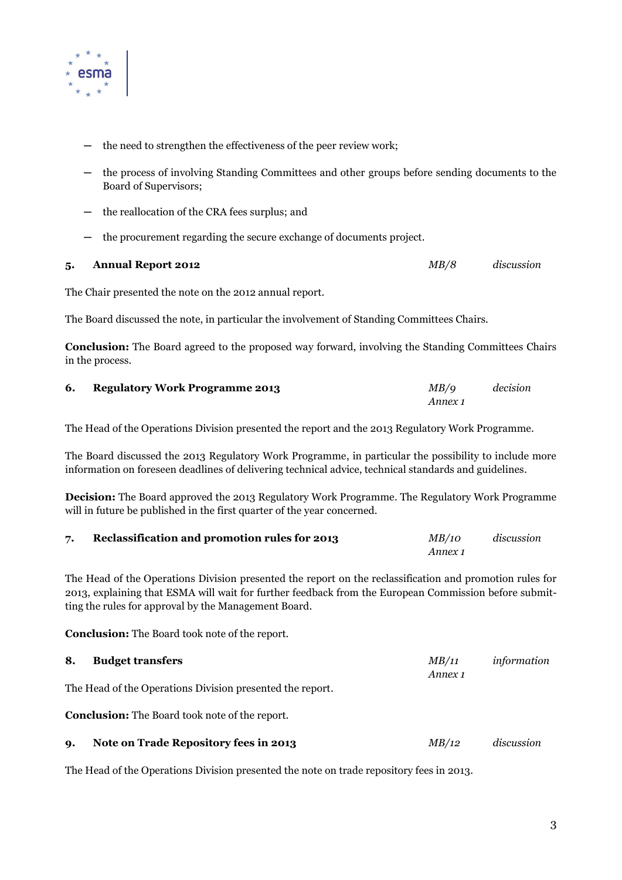- the need to strengthen the effectiveness of the peer review work;
- the process of involving Standing Committees and other groups before sending documents to the Board of Supervisors;
- the reallocation of the CRA fees surplus; and
- the procurement regarding the secure exchange of documents project.

### 5. Annual Report 2012 — *MB/8* — *discussion*

The Chair presented the note on the 2012 annual report.

The Board discussed the note, in particular the involvement of Standing Committees Chairs.

**Conclusion:** The Board agreed to the proposed way forward, involving the Standing Committees Chairs in the process.

### 6. Regulatory Work Programme 2013 — *MB/9 Annex 1* — *decision*

The Head of the Operations Division presented the report and the 2013 Regulatory Work Programme.

The Board discussed the 2013 Regulatory Work Programme, in particular the possibility to include more information on foreseen deadlines of delivering technical advice, technical standards and guidelines.

**Decision:** The Board approved the 2013 Regulatory Work Programme. The Regulatory Work Programme will in future be published in the first quarter of the year concerned.

### 7. Reclassification and promotion rules for 2013 — *MB/10 Annex 1* — *discussion*

The Head of the Operations Division presented the report on the reclassification and promotion rules for 2013, explaining that ESMA will wait for further feedback from the European Commission before submitting the rules for approval by the Management Board.

**Conclusion:** The Board took note of the report.

### 8. Budget transfers — *MB/11 Annex 1* — *information*

The Head of the Operations Division presented the report.

**Conclusion:** The Board took note of the report.

### 9. Note on Trade Repository fees in 2013 — *MB/12* — *discussion*

The Head of the Operations Division presented the note on trade repository fees in 2013.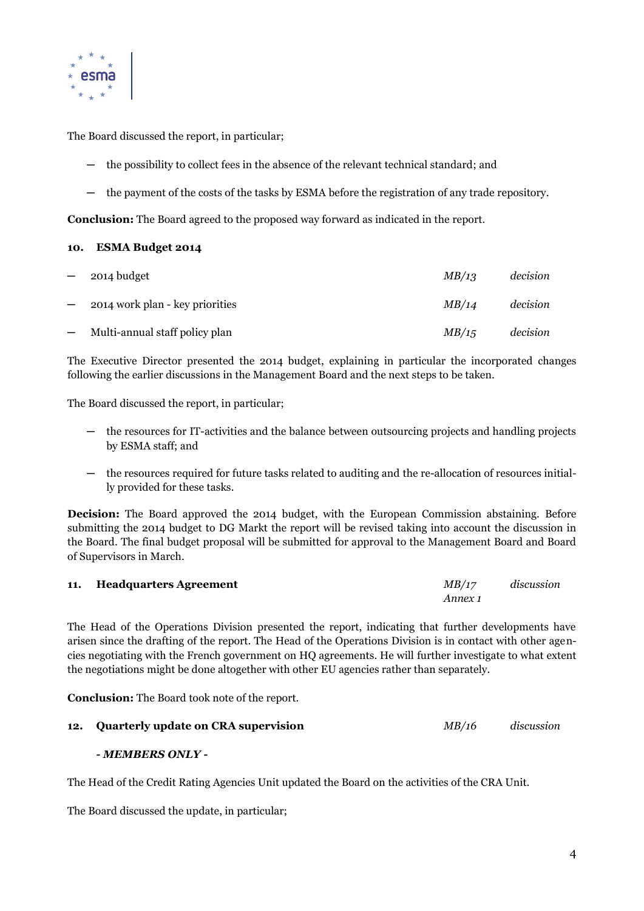The Board discussed the report, in particular;

- the possibility to collect fees in the absence of the relevant technical standard; and
- the payment of the costs of the tasks by ESMA before the registration of any trade repository.

**Conclusion:** The Board agreed to the proposed way forward as indicated in the report.

### 10. ESMA Budget 2014

| | | |
|---|---|---|
| – 2014 budget | *MB/13* | *decision* |
| – 2014 work plan - key priorities | *MB/14* | *decision* |
| – Multi-annual staff policy plan | *MB/15* | *decision* |

The Executive Director presented the 2014 budget, explaining in particular the incorporated changes following the earlier discussions in the Management Board and the next steps to be taken.

The Board discussed the report, in particular;

- the resources for IT-activities and the balance between outsourcing projects and handling projects by ESMA staff; and
- the resources required for future tasks related to auditing and the re-allocation of resources initially provided for these tasks.

**Decision:** The Board approved the 2014 budget, with the European Commission abstaining. Before submitting the 2014 budget to DG Markt the report will be revised taking into account the discussion in the Board. The final budget proposal will be submitted for approval to the Management Board and Board of Supervisors in March.

### 11. Headquarters Agreement — *MB/17 Annex 1* — *discussion*

The Head of the Operations Division presented the report, indicating that further developments have arisen since the drafting of the report. The Head of the Operations Division is in contact with other agencies negotiating with the French government on HQ agreements. He will further investigate to what extent the negotiations might be done altogether with other EU agencies rather than separately.

**Conclusion:** The Board took note of the report.

### 12. Quarterly update on CRA supervision — *MB/16* — *discussion*

***- MEMBERS ONLY -***

The Head of the Credit Rating Agencies Unit updated the Board on the activities of the CRA Unit.

The Board discussed the update, in particular;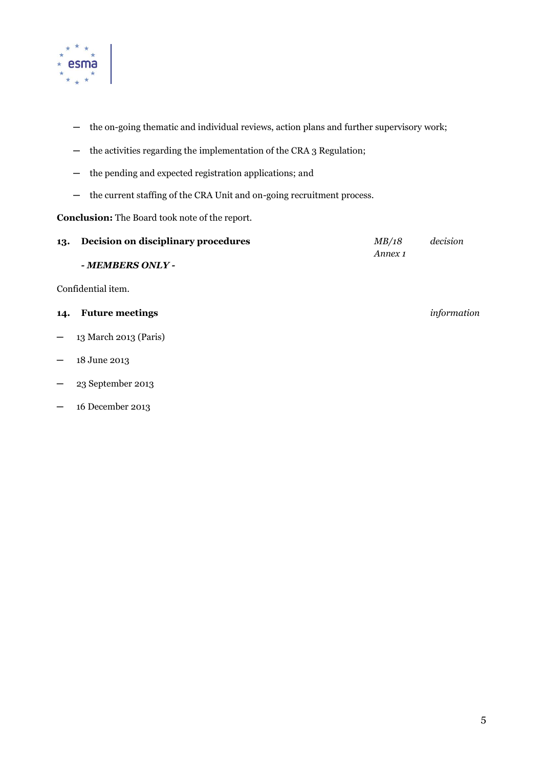- the on-going thematic and individual reviews, action plans and further supervisory work;
- the activities regarding the implementation of the CRA 3 Regulation;
- the pending and expected registration applications; and
- the current staffing of the CRA Unit and on-going recruitment process.

**Conclusion:** The Board took note of the report.

**13. Decision on disciplinary procedures** *MB/18 Annex 1* *decision*

***- MEMBERS ONLY -***

Confidential item.

**14. Future meetings** *information*

- 13 March 2013 (Paris)
- 18 June 2013
- 23 September 2013
- 16 December 2013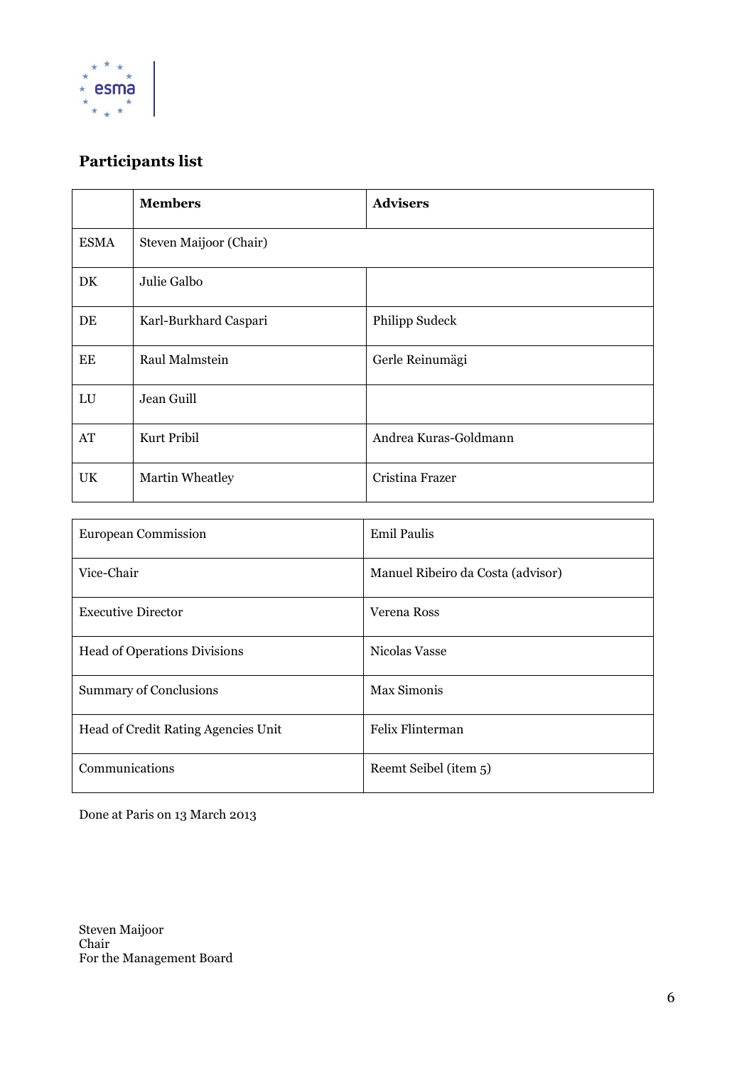## Participants list

| | Members | Advisers |
|---|---|---|
| ESMA | Steven Maijoor (Chair) | |
| DK | Julie Galbo | |
| DE | Karl-Burkhard Caspari | Philipp Sudeck |
| EE | Raul Malmstein | Gerle Reinumägi |
| LU | Jean Guill | |
| AT | Kurt Pribil | Andrea Kuras-Goldmann |
| UK | Martin Wheatley | Cristina Frazer |

| | |
|---|---|
| European Commission | Emil Paulis |
| Vice-Chair | Manuel Ribeiro da Costa (advisor) |
| Executive Director | Verena Ross |
| Head of Operations Divisions | Nicolas Vasse |
| Summary of Conclusions | Max Simonis |
| Head of Credit Rating Agencies Unit | Felix Flinterman |
| Communications | Reemt Seibel (item 5) |

Done at Paris on 13 March 2013

Steven Maijoor
Chair
For the Management Board